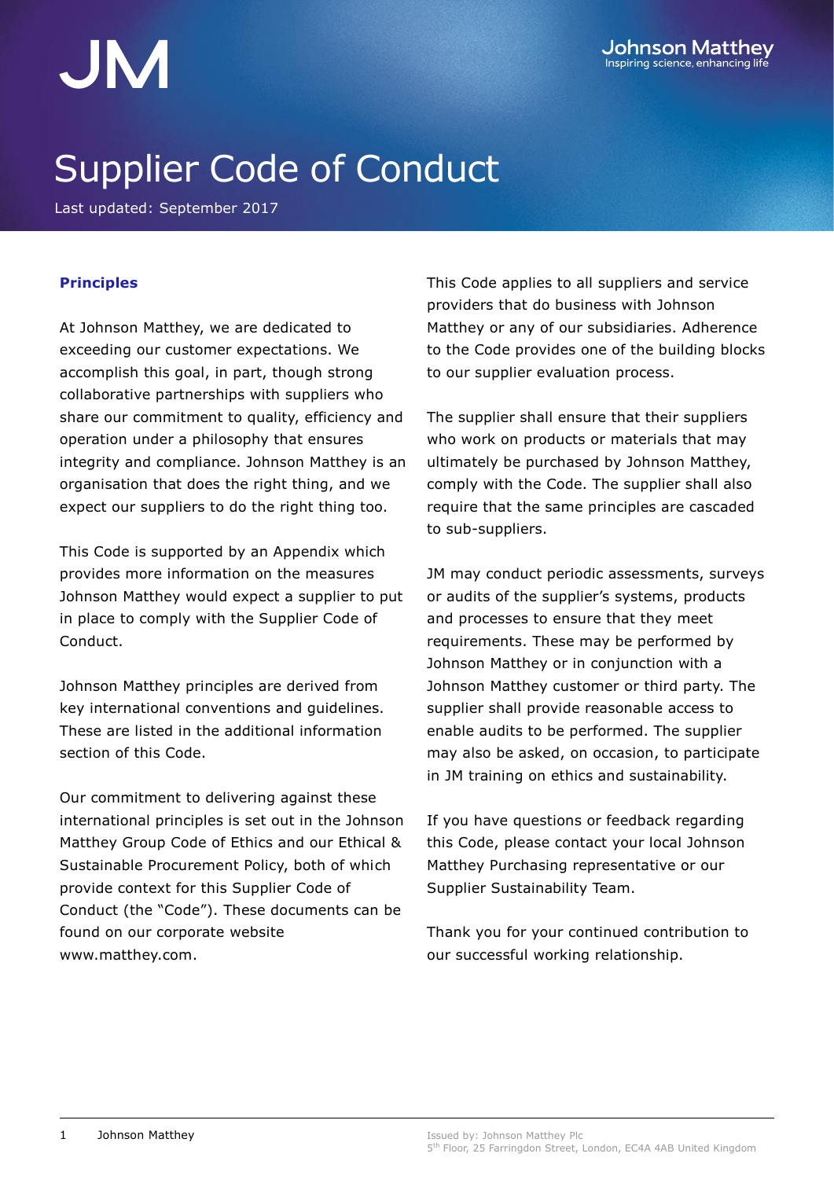# Supplier Code of Conduct

Last updated: September 2017

## Principles

At Johnson Matthey, we are dedicated to exceeding our customer expectations. We accomplish this goal, in part, though strong collaborative partnerships with suppliers who share our commitment to quality, efficiency and operation under a philosophy that ensures integrity and compliance. Johnson Matthey is an organisation that does the right thing, and we expect our suppliers to do the right thing too.

This Code is supported by an Appendix which provides more information on the measures Johnson Matthey would expect a supplier to put in place to comply with the Supplier Code of Conduct.

Johnson Matthey principles are derived from key international conventions and guidelines. These are listed in the additional information section of this Code.

Our commitment to delivering against these international principles is set out in the Johnson Matthey Group Code of Ethics and our Ethical & Sustainable Procurement Policy, both of which provide context for this Supplier Code of Conduct (the "Code"). These documents can be found on our corporate website www.matthey.com.

This Code applies to all suppliers and service providers that do business with Johnson Matthey or any of our subsidiaries. Adherence to the Code provides one of the building blocks to our supplier evaluation process.

The supplier shall ensure that their suppliers who work on products or materials that may ultimately be purchased by Johnson Matthey, comply with the Code. The supplier shall also require that the same principles are cascaded to sub-suppliers.

JM may conduct periodic assessments, surveys or audits of the supplier's systems, products and processes to ensure that they meet requirements. These may be performed by Johnson Matthey or in conjunction with a Johnson Matthey customer or third party. The supplier shall provide reasonable access to enable audits to be performed. The supplier may also be asked, on occasion, to participate in JM training on ethics and sustainability.

If you have questions or feedback regarding this Code, please contact your local Johnson Matthey Purchasing representative or our Supplier Sustainability Team.

Thank you for your continued contribution to our successful working relationship.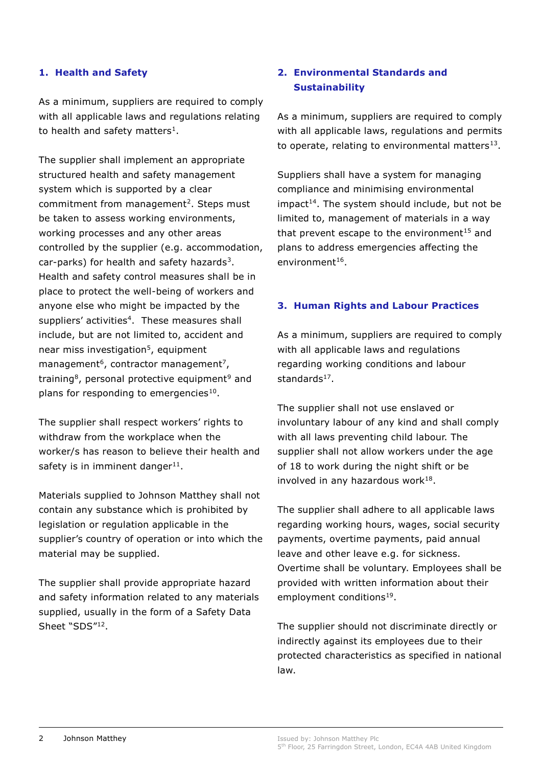## 1. Health and Safety

As a minimum, suppliers are required to comply with all applicable laws and regulations relating to health and safety matters[1].

The supplier shall implement an appropriate structured health and safety management system which is supported by a clear commitment from management[2]. Steps must be taken to assess working environments, working processes and any other areas controlled by the supplier (e.g. accommodation, car-parks) for health and safety hazards[3]. Health and safety control measures shall be in place to protect the well-being of workers and anyone else who might be impacted by the suppliers' activities[4]. These measures shall include, but are not limited to, accident and near miss investigation[5], equipment management[6], contractor management[7], training[8], personal protective equipment[9] and plans for responding to emergencies[10].

The supplier shall respect workers' rights to withdraw from the workplace when the worker/s has reason to believe their health and safety is in imminent danger[11].

Materials supplied to Johnson Matthey shall not contain any substance which is prohibited by legislation or regulation applicable in the supplier's country of operation or into which the material may be supplied.

The supplier shall provide appropriate hazard and safety information related to any materials supplied, usually in the form of a Safety Data Sheet "SDS"[12].

## 2. Environmental Standards and Sustainability

As a minimum, suppliers are required to comply with all applicable laws, regulations and permits to operate, relating to environmental matters[13].

Suppliers shall have a system for managing compliance and minimising environmental impact[14]. The system should include, but not be limited to, management of materials in a way that prevent escape to the environment[15] and plans to address emergencies affecting the environment[16].

## 3. Human Rights and Labour Practices

As a minimum, suppliers are required to comply with all applicable laws and regulations regarding working conditions and labour standards[17].

The supplier shall not use enslaved or involuntary labour of any kind and shall comply with all laws preventing child labour. The supplier shall not allow workers under the age of 18 to work during the night shift or be involved in any hazardous work[18].

The supplier shall adhere to all applicable laws regarding working hours, wages, social security payments, overtime payments, paid annual leave and other leave e.g. for sickness. Overtime shall be voluntary. Employees shall be provided with written information about their employment conditions[19].

The supplier should not discriminate directly or indirectly against its employees due to their protected characteristics as specified in national law.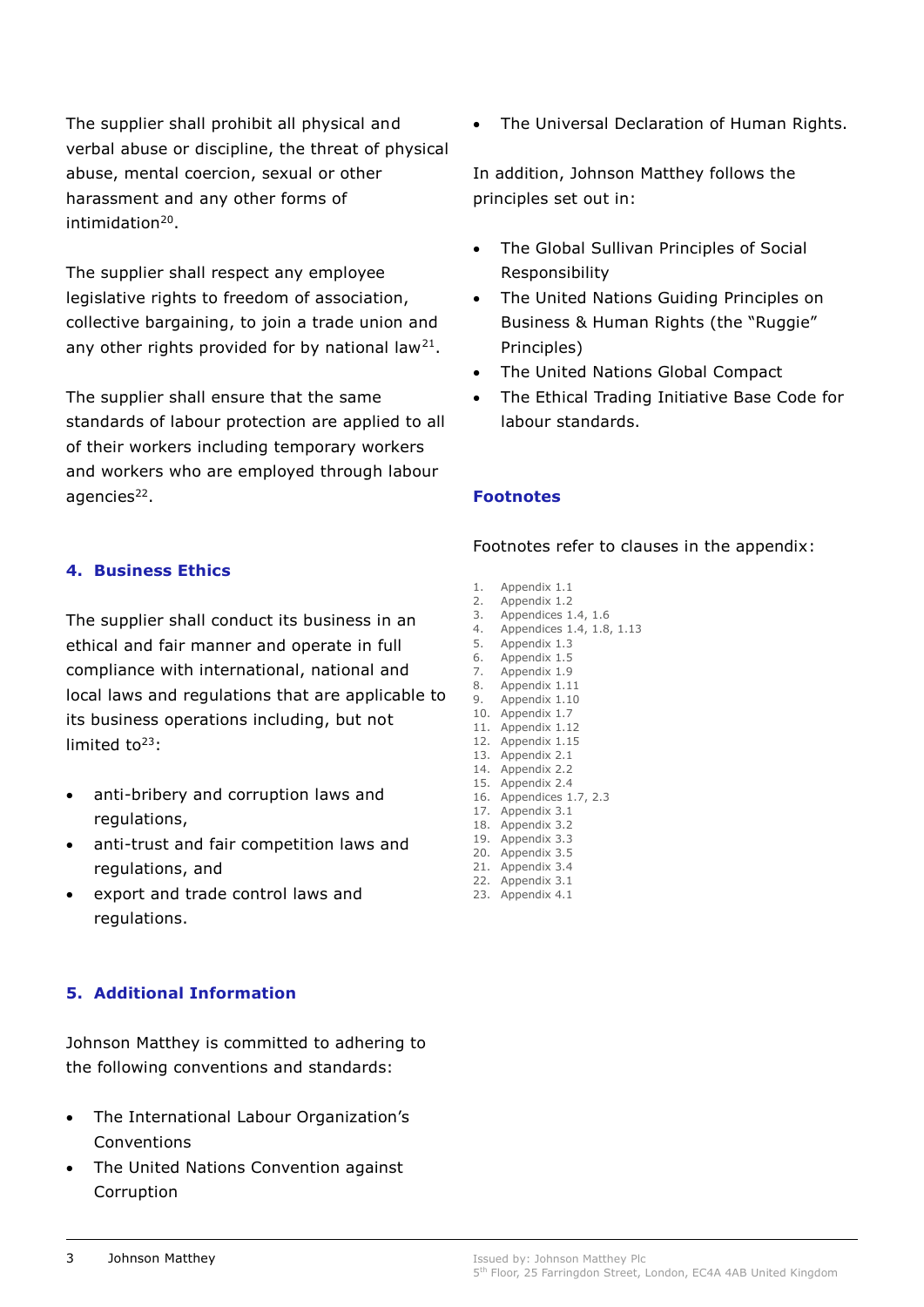The supplier shall prohibit all physical and verbal abuse or discipline, the threat of physical abuse, mental coercion, sexual or other harassment and any other forms of intimidation[20].

The supplier shall respect any employee legislative rights to freedom of association, collective bargaining, to join a trade union and any other rights provided for by national law[21].

The supplier shall ensure that the same standards of labour protection are applied to all of their workers including temporary workers and workers who are employed through labour agencies[22].

## 4. Business Ethics

The supplier shall conduct its business in an ethical and fair manner and operate in full compliance with international, national and local laws and regulations that are applicable to its business operations including, but not limited to[23]:

- anti-bribery and corruption laws and regulations,
- anti-trust and fair competition laws and regulations, and
- export and trade control laws and regulations.

## 5. Additional Information

Johnson Matthey is committed to adhering to the following conventions and standards:

- The International Labour Organization's Conventions
- The United Nations Convention against Corruption
- The Universal Declaration of Human Rights.

In addition, Johnson Matthey follows the principles set out in:

- The Global Sullivan Principles of Social Responsibility
- The United Nations Guiding Principles on Business & Human Rights (the "Ruggie" Principles)
- The United Nations Global Compact
- The Ethical Trading Initiative Base Code for labour standards.

## Footnotes

Footnotes refer to clauses in the appendix:

1. Appendix 1.1
2. Appendix 1.2
3. Appendices 1.4, 1.6
4. Appendices 1.4, 1.8, 1.13
5. Appendix 1.3
6. Appendix 1.5
7. Appendix 1.9
8. Appendix 1.11
9. Appendix 1.10
10. Appendix 1.7
11. Appendix 1.12
12. Appendix 1.15
13. Appendix 2.1
14. Appendix 2.2
15. Appendix 2.4
16. Appendices 1.7, 2.3
17. Appendix 3.1
18. Appendix 3.2
19. Appendix 3.3
20. Appendix 3.5
21. Appendix 3.4
22. Appendix 3.1
23. Appendix 4.1

Issued by: Johnson Matthey Plc
5th Floor, 25 Farringdon Street, London, EC4A 4AB United Kingdom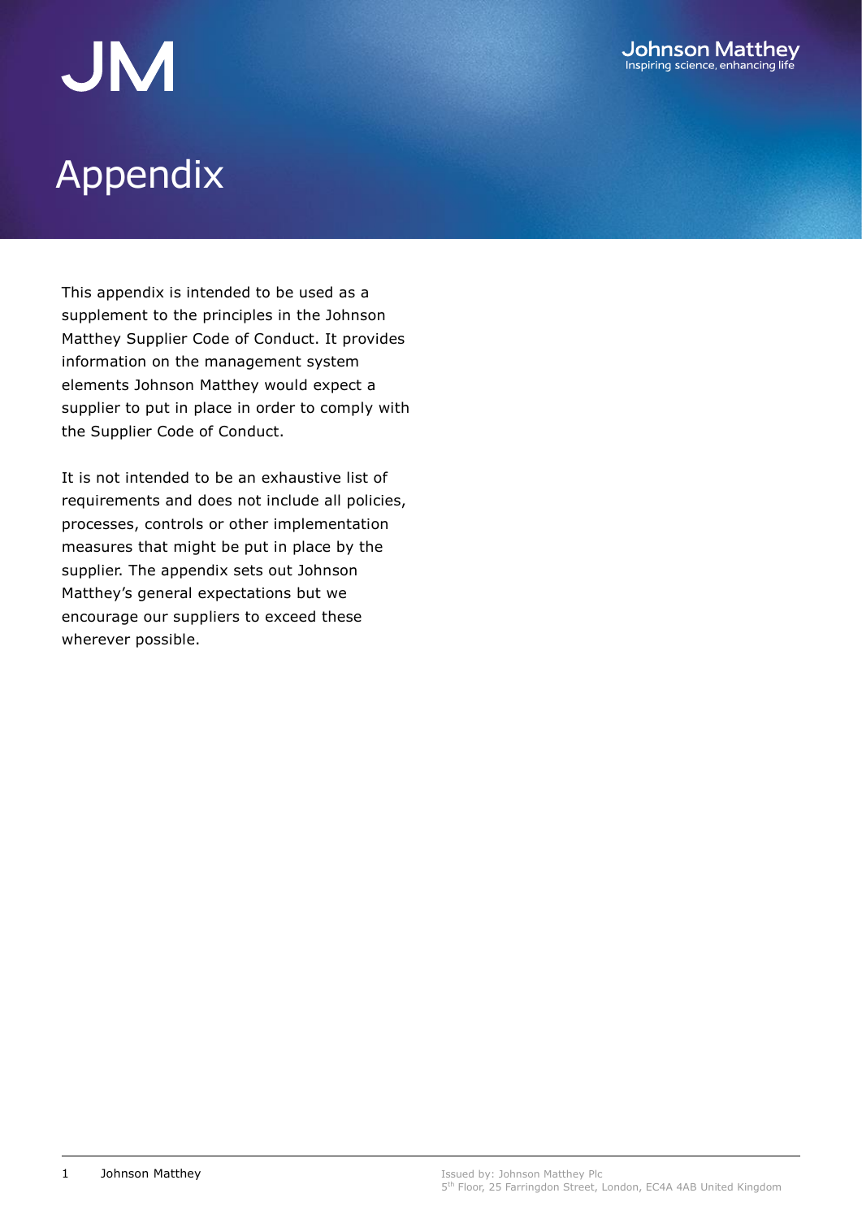# Appendix

This appendix is intended to be used as a supplement to the principles in the Johnson Matthey Supplier Code of Conduct. It provides information on the management system elements Johnson Matthey would expect a supplier to put in place in order to comply with the Supplier Code of Conduct.

It is not intended to be an exhaustive list of requirements and does not include all policies, processes, controls or other implementation measures that might be put in place by the supplier. The appendix sets out Johnson Matthey's general expectations but we encourage our suppliers to exceed these wherever possible.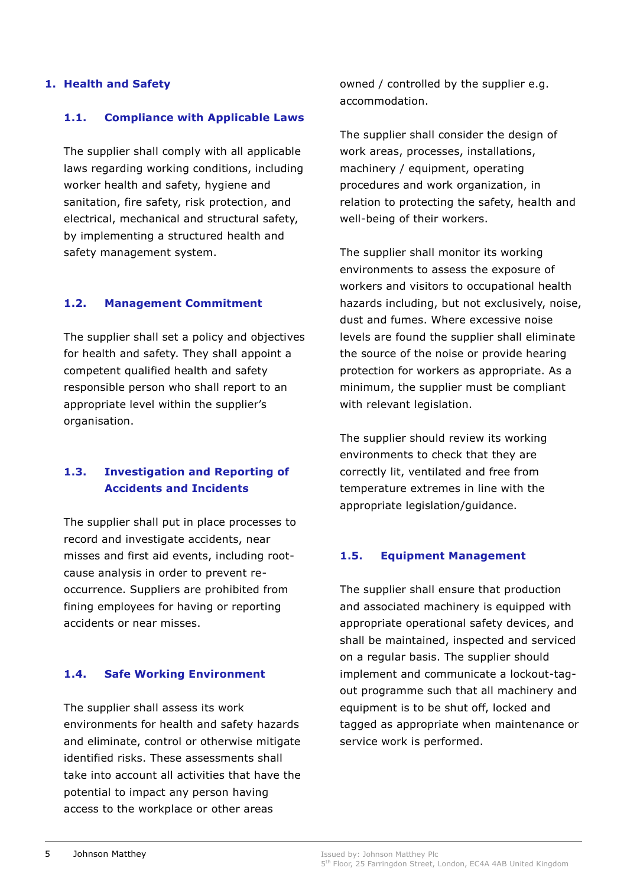## 1. Health and Safety

### 1.1. Compliance with Applicable Laws

The supplier shall comply with all applicable laws regarding working conditions, including worker health and safety, hygiene and sanitation, fire safety, risk protection, and electrical, mechanical and structural safety, by implementing a structured health and safety management system.

### 1.2. Management Commitment

The supplier shall set a policy and objectives for health and safety. They shall appoint a competent qualified health and safety responsible person who shall report to an appropriate level within the supplier's organisation.

### 1.3. Investigation and Reporting of Accidents and Incidents

The supplier shall put in place processes to record and investigate accidents, near misses and first aid events, including root-cause analysis in order to prevent re-occurrence. Suppliers are prohibited from fining employees for having or reporting accidents or near misses.

### 1.4. Safe Working Environment

The supplier shall assess its work environments for health and safety hazards and eliminate, control or otherwise mitigate identified risks. These assessments shall take into account all activities that have the potential to impact any person having access to the workplace or other areas owned / controlled by the supplier e.g. accommodation.

The supplier shall consider the design of work areas, processes, installations, machinery / equipment, operating procedures and work organization, in relation to protecting the safety, health and well-being of their workers.

The supplier shall monitor its working environments to assess the exposure of workers and visitors to occupational health hazards including, but not exclusively, noise, dust and fumes. Where excessive noise levels are found the supplier shall eliminate the source of the noise or provide hearing protection for workers as appropriate. As a minimum, the supplier must be compliant with relevant legislation.

The supplier should review its working environments to check that they are correctly lit, ventilated and free from temperature extremes in line with the appropriate legislation/guidance.

### 1.5. Equipment Management

The supplier shall ensure that production and associated machinery is equipped with appropriate operational safety devices, and shall be maintained, inspected and serviced on a regular basis. The supplier should implement and communicate a lockout-tag-out programme such that all machinery and equipment is to be shut off, locked and tagged as appropriate when maintenance or service work is performed.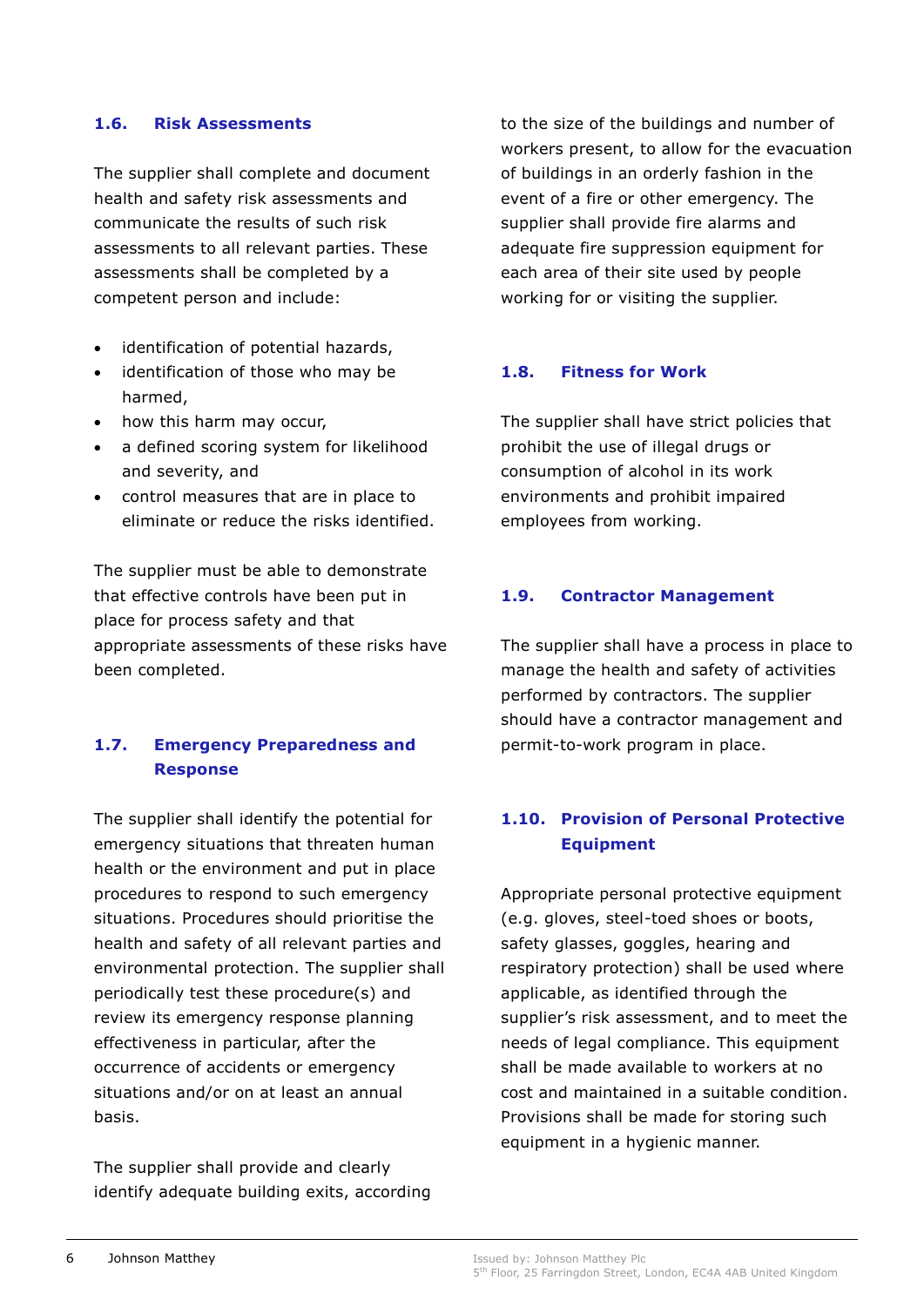### 1.6. Risk Assessments

The supplier shall complete and document health and safety risk assessments and communicate the results of such risk assessments to all relevant parties. These assessments shall be completed by a competent person and include:

- identification of potential hazards,
- identification of those who may be harmed,
- how this harm may occur,
- a defined scoring system for likelihood and severity, and
- control measures that are in place to eliminate or reduce the risks identified.

The supplier must be able to demonstrate that effective controls have been put in place for process safety and that appropriate assessments of these risks have been completed.

### 1.7. Emergency Preparedness and Response

The supplier shall identify the potential for emergency situations that threaten human health or the environment and put in place procedures to respond to such emergency situations. Procedures should prioritise the health and safety of all relevant parties and environmental protection. The supplier shall periodically test these procedure(s) and review its emergency response planning effectiveness in particular, after the occurrence of accidents or emergency situations and/or on at least an annual basis.

The supplier shall provide and clearly identify adequate building exits, according to the size of the buildings and number of workers present, to allow for the evacuation of buildings in an orderly fashion in the event of a fire or other emergency. The supplier shall provide fire alarms and adequate fire suppression equipment for each area of their site used by people working for or visiting the supplier.

### 1.8. Fitness for Work

The supplier shall have strict policies that prohibit the use of illegal drugs or consumption of alcohol in its work environments and prohibit impaired employees from working.

### 1.9. Contractor Management

The supplier shall have a process in place to manage the health and safety of activities performed by contractors. The supplier should have a contractor management and permit-to-work program in place.

### 1.10. Provision of Personal Protective Equipment

Appropriate personal protective equipment (e.g. gloves, steel-toed shoes or boots, safety glasses, goggles, hearing and respiratory protection) shall be used where applicable, as identified through the supplier's risk assessment, and to meet the needs of legal compliance. This equipment shall be made available to workers at no cost and maintained in a suitable condition. Provisions shall be made for storing such equipment in a hygienic manner.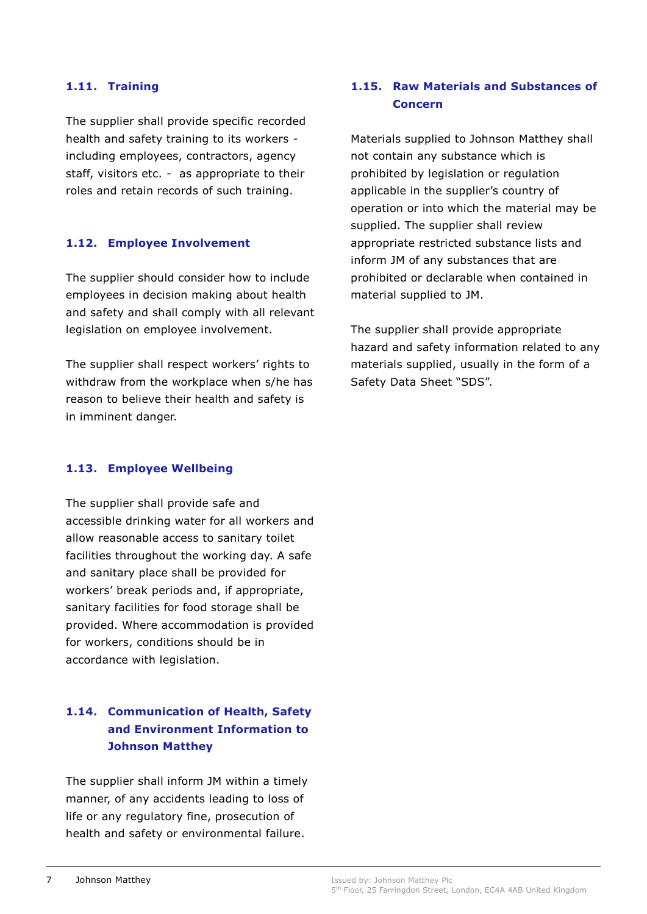### 1.11. Training

The supplier shall provide specific recorded health and safety training to its workers - including employees, contractors, agency staff, visitors etc. - as appropriate to their roles and retain records of such training.

### 1.12. Employee Involvement

The supplier should consider how to include employees in decision making about health and safety and shall comply with all relevant legislation on employee involvement.

The supplier shall respect workers' rights to withdraw from the workplace when s/he has reason to believe their health and safety is in imminent danger.

### 1.13. Employee Wellbeing

The supplier shall provide safe and accessible drinking water for all workers and allow reasonable access to sanitary toilet facilities throughout the working day. A safe and sanitary place shall be provided for workers' break periods and, if appropriate, sanitary facilities for food storage shall be provided. Where accommodation is provided for workers, conditions should be in accordance with legislation.

### 1.14. Communication of Health, Safety and Environment Information to Johnson Matthey

The supplier shall inform JM within a timely manner, of any accidents leading to loss of life or any regulatory fine, prosecution of health and safety or environmental failure.

### 1.15. Raw Materials and Substances of Concern

Materials supplied to Johnson Matthey shall not contain any substance which is prohibited by legislation or regulation applicable in the supplier's country of operation or into which the material may be supplied. The supplier shall review appropriate restricted substance lists and inform JM of any substances that are prohibited or declarable when contained in material supplied to JM.

The supplier shall provide appropriate hazard and safety information related to any materials supplied, usually in the form of a Safety Data Sheet "SDS".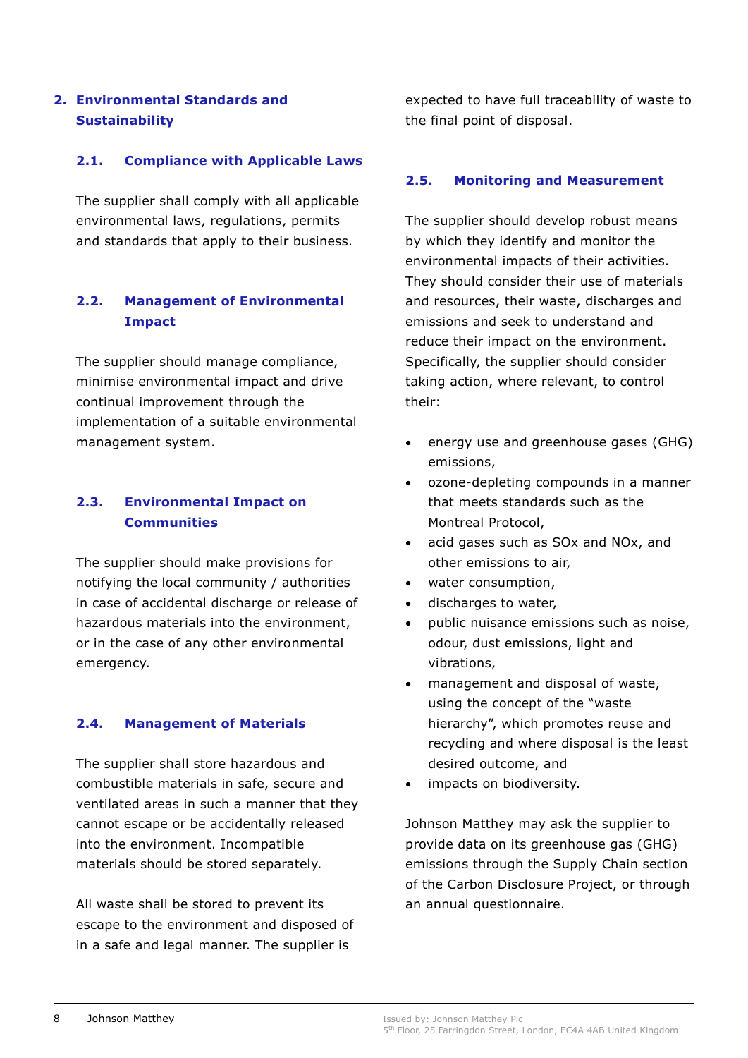## 2. Environmental Standards and Sustainability

### 2.1. Compliance with Applicable Laws

The supplier shall comply with all applicable environmental laws, regulations, permits and standards that apply to their business.

### 2.2. Management of Environmental Impact

The supplier should manage compliance, minimise environmental impact and drive continual improvement through the implementation of a suitable environmental management system.

### 2.3. Environmental Impact on Communities

The supplier should make provisions for notifying the local community / authorities in case of accidental discharge or release of hazardous materials into the environment, or in the case of any other environmental emergency.

### 2.4. Management of Materials

The supplier shall store hazardous and combustible materials in safe, secure and ventilated areas in such a manner that they cannot escape or be accidentally released into the environment. Incompatible materials should be stored separately.

All waste shall be stored to prevent its escape to the environment and disposed of in a safe and legal manner. The supplier is expected to have full traceability of waste to the final point of disposal.

### 2.5. Monitoring and Measurement

The supplier should develop robust means by which they identify and monitor the environmental impacts of their activities. They should consider their use of materials and resources, their waste, discharges and emissions and seek to understand and reduce their impact on the environment. Specifically, the supplier should consider taking action, where relevant, to control their:

- energy use and greenhouse gases (GHG) emissions,
- ozone-depleting compounds in a manner that meets standards such as the Montreal Protocol,
- acid gases such as SOx and NOx, and other emissions to air,
- water consumption,
- discharges to water,
- public nuisance emissions such as noise, odour, dust emissions, light and vibrations,
- management and disposal of waste, using the concept of the "waste hierarchy", which promotes reuse and recycling and where disposal is the least desired outcome, and
- impacts on biodiversity.

Johnson Matthey may ask the supplier to provide data on its greenhouse gas (GHG) emissions through the Supply Chain section of the Carbon Disclosure Project, or through an annual questionnaire.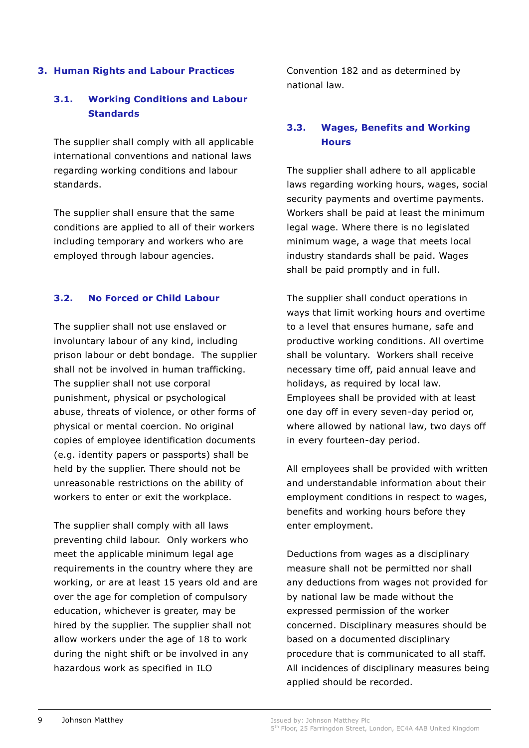## 3. Human Rights and Labour Practices

### 3.1. Working Conditions and Labour Standards

The supplier shall comply with all applicable international conventions and national laws regarding working conditions and labour standards.

The supplier shall ensure that the same conditions are applied to all of their workers including temporary and workers who are employed through labour agencies.

### 3.2. No Forced or Child Labour

The supplier shall not use enslaved or involuntary labour of any kind, including prison labour or debt bondage. The supplier shall not be involved in human trafficking. The supplier shall not use corporal punishment, physical or psychological abuse, threats of violence, or other forms of physical or mental coercion. No original copies of employee identification documents (e.g. identity papers or passports) shall be held by the supplier. There should not be unreasonable restrictions on the ability of workers to enter or exit the workplace.

The supplier shall comply with all laws preventing child labour. Only workers who meet the applicable minimum legal age requirements in the country where they are working, or are at least 15 years old and are over the age for completion of compulsory education, whichever is greater, may be hired by the supplier. The supplier shall not allow workers under the age of 18 to work during the night shift or be involved in any hazardous work as specified in ILO Convention 182 and as determined by national law.

### 3.3. Wages, Benefits and Working Hours

The supplier shall adhere to all applicable laws regarding working hours, wages, social security payments and overtime payments. Workers shall be paid at least the minimum legal wage. Where there is no legislated minimum wage, a wage that meets local industry standards shall be paid. Wages shall be paid promptly and in full.

The supplier shall conduct operations in ways that limit working hours and overtime to a level that ensures humane, safe and productive working conditions. All overtime shall be voluntary. Workers shall receive necessary time off, paid annual leave and holidays, as required by local law. Employees shall be provided with at least one day off in every seven-day period or, where allowed by national law, two days off in every fourteen-day period.

All employees shall be provided with written and understandable information about their employment conditions in respect to wages, benefits and working hours before they enter employment.

Deductions from wages as a disciplinary measure shall not be permitted nor shall any deductions from wages not provided for by national law be made without the expressed permission of the worker concerned. Disciplinary measures should be based on a documented disciplinary procedure that is communicated to all staff. All incidences of disciplinary measures being applied should be recorded.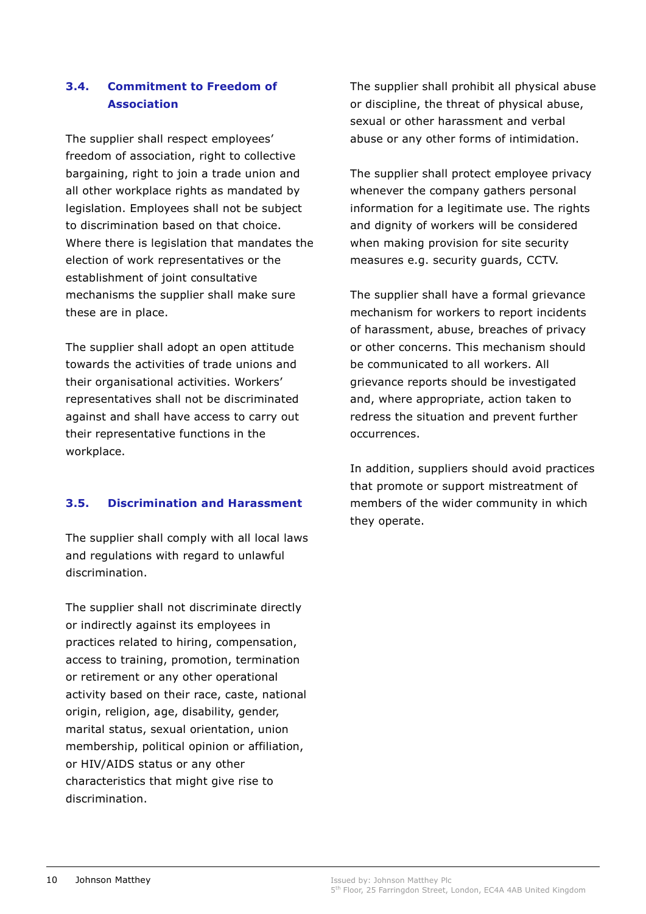### 3.4. Commitment to Freedom of Association

The supplier shall respect employees' freedom of association, right to collective bargaining, right to join a trade union and all other workplace rights as mandated by legislation. Employees shall not be subject to discrimination based on that choice. Where there is legislation that mandates the election of work representatives or the establishment of joint consultative mechanisms the supplier shall make sure these are in place.

The supplier shall adopt an open attitude towards the activities of trade unions and their organisational activities. Workers' representatives shall not be discriminated against and shall have access to carry out their representative functions in the workplace.

### 3.5. Discrimination and Harassment

The supplier shall comply with all local laws and regulations with regard to unlawful discrimination.

The supplier shall not discriminate directly or indirectly against its employees in practices related to hiring, compensation, access to training, promotion, termination or retirement or any other operational activity based on their race, caste, national origin, religion, age, disability, gender, marital status, sexual orientation, union membership, political opinion or affiliation, or HIV/AIDS status or any other characteristics that might give rise to discrimination.

The supplier shall prohibit all physical abuse or discipline, the threat of physical abuse, sexual or other harassment and verbal abuse or any other forms of intimidation.

The supplier shall protect employee privacy whenever the company gathers personal information for a legitimate use. The rights and dignity of workers will be considered when making provision for site security measures e.g. security guards, CCTV.

The supplier shall have a formal grievance mechanism for workers to report incidents of harassment, abuse, breaches of privacy or other concerns. This mechanism should be communicated to all workers. All grievance reports should be investigated and, where appropriate, action taken to redress the situation and prevent further occurrences.

In addition, suppliers should avoid practices that promote or support mistreatment of members of the wider community in which they operate.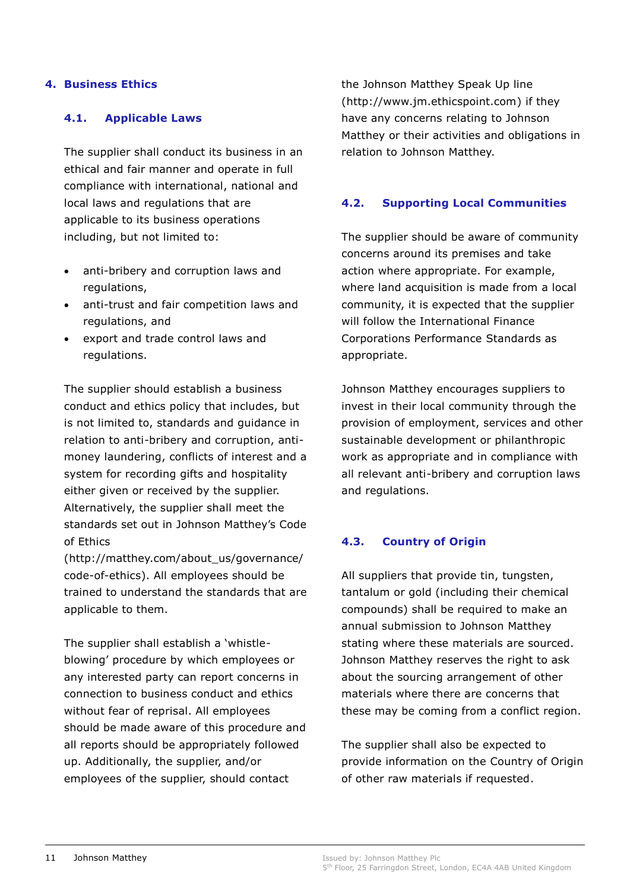## 4. Business Ethics

### 4.1. Applicable Laws

The supplier shall conduct its business in an ethical and fair manner and operate in full compliance with international, national and local laws and regulations that are applicable to its business operations including, but not limited to:

- anti-bribery and corruption laws and regulations,
- anti-trust and fair competition laws and regulations, and
- export and trade control laws and regulations.

The supplier should establish a business conduct and ethics policy that includes, but is not limited to, standards and guidance in relation to anti-bribery and corruption, anti-money laundering, conflicts of interest and a system for recording gifts and hospitality either given or received by the supplier. Alternatively, the supplier shall meet the standards set out in Johnson Matthey's Code of Ethics (http://matthey.com/about_us/governance/code-of-ethics). All employees should be trained to understand the standards that are applicable to them.

The supplier shall establish a 'whistle-blowing' procedure by which employees or any interested party can report concerns in connection to business conduct and ethics without fear of reprisal. All employees should be made aware of this procedure and all reports should be appropriately followed up. Additionally, the supplier, and/or employees of the supplier, should contact the Johnson Matthey Speak Up line (http://www.jm.ethicspoint.com) if they have any concerns relating to Johnson Matthey or their activities and obligations in relation to Johnson Matthey.

### 4.2. Supporting Local Communities

The supplier should be aware of community concerns around its premises and take action where appropriate. For example, where land acquisition is made from a local community, it is expected that the supplier will follow the International Finance Corporations Performance Standards as appropriate.

Johnson Matthey encourages suppliers to invest in their local community through the provision of employment, services and other sustainable development or philanthropic work as appropriate and in compliance with all relevant anti-bribery and corruption laws and regulations.

### 4.3. Country of Origin

All suppliers that provide tin, tungsten, tantalum or gold (including their chemical compounds) shall be required to make an annual submission to Johnson Matthey stating where these materials are sourced. Johnson Matthey reserves the right to ask about the sourcing arrangement of other materials where there are concerns that these may be coming from a conflict region.

The supplier shall also be expected to provide information on the Country of Origin of other raw materials if requested.